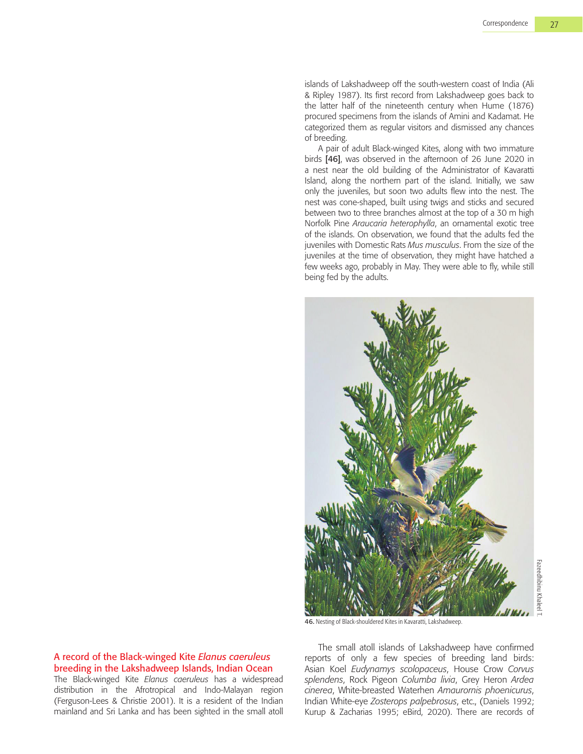## A record of the Black-winged Kite *Elanus caeruleus* breeding in the Lakshadweep Islands, Indian Ocean

The Black-winged Kite *Elanus caeruleus* has a widespread distribution in the Afrotropical and Indo-Malayan region (Ferguson-Lees & Christie 2001). It is a resident of the Indian mainland and Sri Lanka and has been sighted in the small atoll islands of Lakshadweep off the south-western coast of India (Ali & Ripley 1987). Its first record from Lakshadweep goes back to the latter half of the nineteenth century when Hume (1876) procured specimens from the islands of Amini and Kadamat. He categorized them as regular visitors and dismissed any chances of breeding.

A pair of adult Black-winged Kites, along with two immature birds **[46]**, was observed in the afternoon of 26 June 2020 in a nest near the old building of the Administrator of Kavaratti Island, along the northern part of the island. Initially, we saw only the juveniles, but soon two adults flew into the nest. The nest was cone-shaped, built using twigs and sticks and secured between two to three branches almost at the top of a 30 m high Norfolk Pine *Araucaria heterophylla*, an ornamental exotic tree of the islands. On observation, we found that the adults fed the juveniles with Domestic Rats *Mus musculus*. From the size of the juveniles at the time of observation, they might have hatched a few weeks ago, probably in May. They were able to fly, while still being fed by the adults.

Fazeedhibinu Khaleel T.

**46.** Nesting of Black-shouldered Kites in Kavaratti, Lakshadweep.

The small atoll islands of Lakshadweep have confirmed reports of only a few species of breeding land birds: Asian Koel *Eudynamys scolopaceus*, House Crow *Corvus splendens*, Rock Pigeon *Columba livia*, Grey Heron *Ardea cinerea*, White-breasted Waterhen *Amaurornis phoenicurus*, Indian White-eye *Zosterops palpebrosus*, etc., (Daniels 1992; Kurup & Zacharias 1995; eBird, 2020). There are records of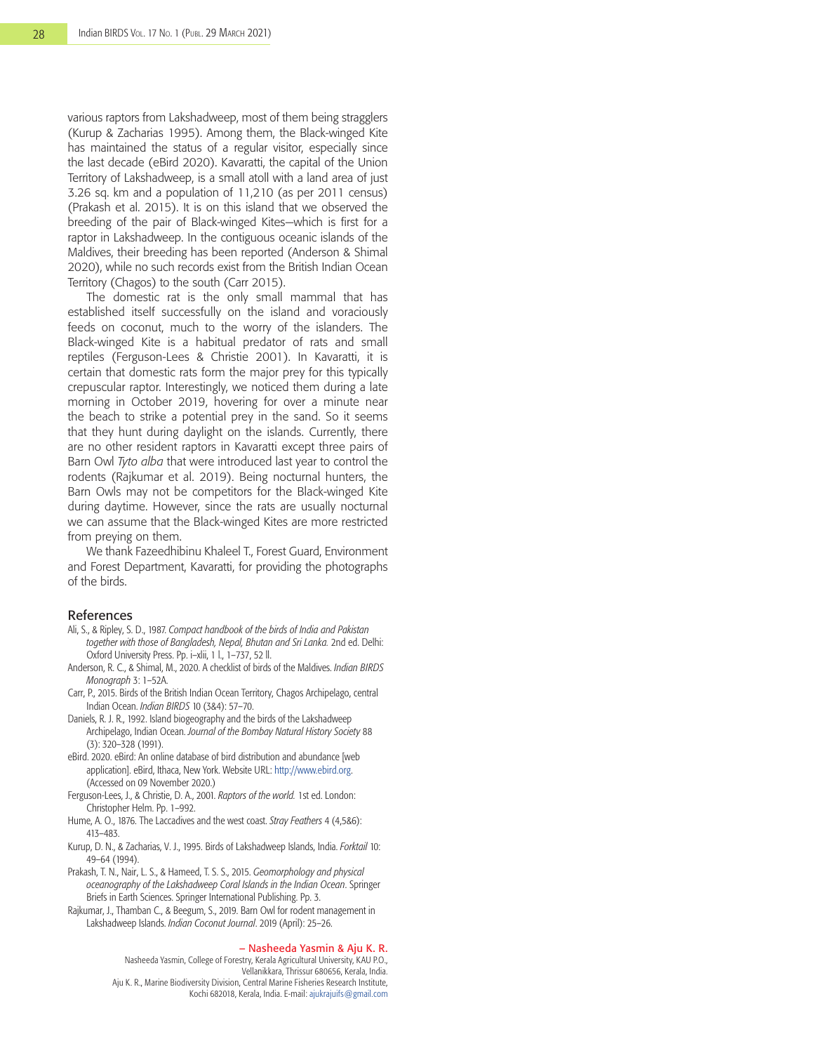various raptors from Lakshadweep, most of them being stragglers (Kurup & Zacharias 1995). Among them, the Black-winged Kite has maintained the status of a regular visitor, especially since the last decade (eBird 2020). Kavaratti, the capital of the Union Territory of Lakshadweep, is a small atoll with a land area of just 3.26 sq. km and a population of 11,210 (as per 2011 census) (Prakash et al. 2015). It is on this island that we observed the breeding of the pair of Black-winged Kites—which is first for a raptor in Lakshadweep. In the contiguous oceanic islands of the Maldives, their breeding has been reported (Anderson & Shimal 2020), while no such records exist from the British Indian Ocean Territory (Chagos) to the south (Carr 2015).

The domestic rat is the only small mammal that has established itself successfully on the island and voraciously feeds on coconut, much to the worry of the islanders. The Black-winged Kite is a habitual predator of rats and small reptiles (Ferguson-Lees & Christie 2001). In Kavaratti, it is certain that domestic rats form the major prey for this typically crepuscular raptor. Interestingly, we noticed them during a late morning in October 2019, hovering for over a minute near the beach to strike a potential prey in the sand. So it seems that they hunt during daylight on the islands. Currently, there are no other resident raptors in Kavaratti except three pairs of Barn Owl *Tyto alba* that were introduced last year to control the rodents (Rajkumar et al. 2019). Being nocturnal hunters, the Barn Owls may not be competitors for the Black-winged Kite during daytime. However, since the rats are usually nocturnal we can assume that the Black-winged Kites are more restricted from preying on them.

We thank Fazeedhibinu Khaleel T., Forest Guard, Environment and Forest Department, Kavaratti, for providing the photographs of the birds.

## References

Ali, S., & Ripley, S. D., 1987. *Compact handbook of the birds of India and Pakistan together with those of Bangladesh, Nepal, Bhutan and Sri Lanka.* 2nd ed. Delhi: Oxford University Press. Pp. i–xlii, 1 l., 1–737, 52 ll.

Anderson, R. C., & Shimal, M., 2020. A checklist of birds of the Maldives. *Indian BIRDS Monograph* 3: 1–52A.

Carr, P., 2015. Birds of the British Indian Ocean Territory, Chagos Archipelago, central Indian Ocean. *Indian BIRDS* 10 (3&4): 57–70.

Daniels, R. J. R., 1992. Island biogeography and the birds of the Lakshadweep Archipelago, Indian Ocean. *Journal of the Bombay Natural History Society* 88 (3): 320–328 (1991).

eBird. 2020. eBird: An online database of bird distribution and abundance [web application]. eBird, Ithaca, New York. Website URL: http://www.ebird.org. (Accessed on 09 November 2020.)

Ferguson-Lees, J., & Christie, D. A., 2001. *Raptors of the world.* 1st ed. London: Christopher Helm. Pp. 1–992.

Hume, A. O., 1876. The Laccadives and the west coast. *Stray Feathers* 4 (4,5&6): 413–483.

Kurup, D. N., & Zacharias, V. J., 1995. Birds of Lakshadweep Islands, India. *Forktail* 10: 49–64 (1994).

Prakash, T. N., Nair, L. S., & Hameed, T. S. S., 2015. *Geomorphology and physical oceanography of the Lakshadweep Coral Islands in the Indian Ocean*. Springer Briefs in Earth Sciences. Springer International Publishing. Pp. 3.

Rajkumar, J., Thamban C., & Beegum, S., 2019. Barn Owl for rodent management in Lakshadweep Islands. *Indian Coconut Journal*. 2019 (April): 25–26.

**– Nasheeda Yasmin & Aju K. R.**

Nasheeda Yasmin, College of Forestry, Kerala Agricultural University, KAU P.O., Vellanikkara, Thrissur 680656, Kerala, India.
Aju K. R., Marine Biodiversity Division, Central Marine Fisheries Research Institute, Kochi 682018, Kerala, India. E-mail: ajukrajuifs@gmail.com